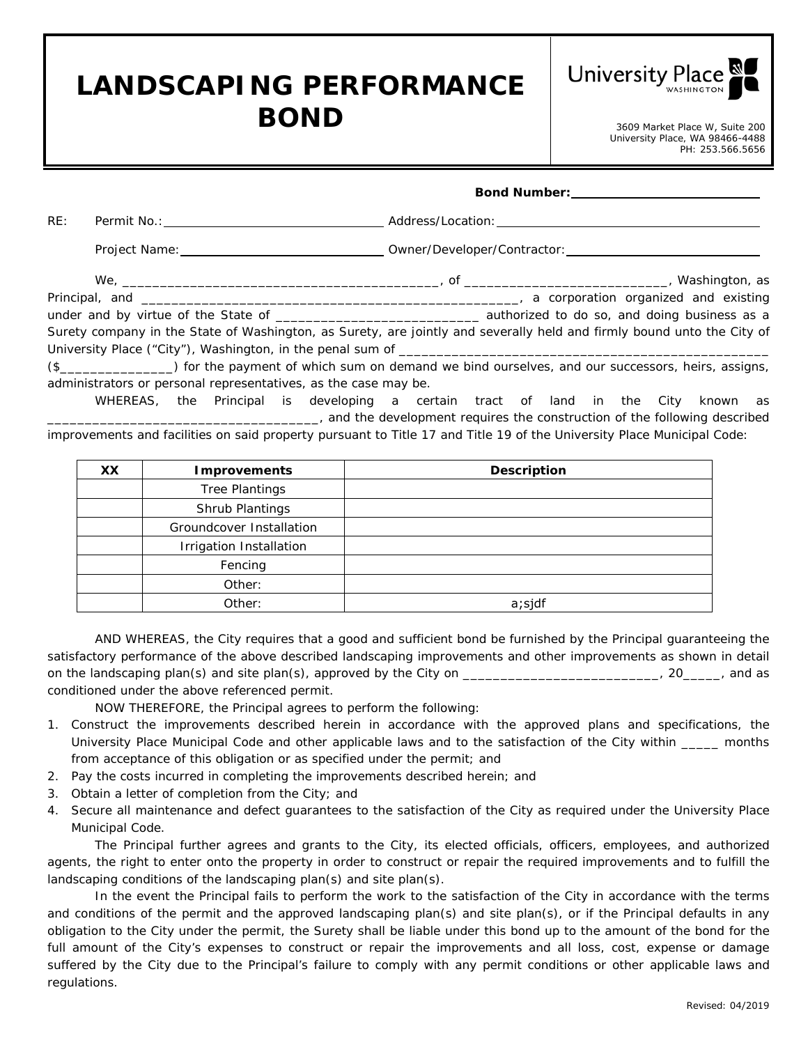# LANDSCAPING PERFORMANCE BOND

University Place WASHINGTON

3609 Market Place W, Suite 200
University Place, WA 98466-4488
PH: 253.566.5656

**Bond Number:** ____________________

RE: Permit No.: ____________________ Address/Location: ____________________

Project Name: ____________________ Owner/Developer/Contractor: ____________________

We, ___________________________________________, of ___________________________, Washington, as Principal, and __________________________________________________, a corporation organized and existing under and by virtue of the State of ___________________________ authorized to do so, and doing business as a Surety company in the State of Washington, as Surety, are jointly and severally held and firmly bound unto the City of University Place ("City"), Washington, in the penal sum of __________________________________________________ ($_______________) for the payment of which sum on demand we bind ourselves, and our successors, heirs, assigns, administrators or personal representatives, as the case may be.

WHEREAS, the Principal is developing a certain tract of land in the City known as ___________________________________, and the development requires the construction of the following described improvements and facilities on said property pursuant to Title 17 and Title 19 of the University Place Municipal Code:

| XX | Improvements | Description |
|---|---|---|
| | Tree Plantings | |
| | Shrub Plantings | |
| | Groundcover Installation | |
| | Irrigation Installation | |
| | Fencing | |
| | Other: | |
| | Other: | a;sjdf |

AND WHEREAS, the City requires that a good and sufficient bond be furnished by the Principal guaranteeing the satisfactory performance of the above described landscaping improvements and other improvements as shown in detail on the landscaping plan(s) and site plan(s), approved by the City on __________________________, 20_____, and as conditioned under the above referenced permit.

NOW THEREFORE, the Principal agrees to perform the following:

1. Construct the improvements described herein in accordance with the approved plans and specifications, the University Place Municipal Code and other applicable laws and to the satisfaction of the City within _____ months from acceptance of this obligation or as specified under the permit; and
2. Pay the costs incurred in completing the improvements described herein; and
3. Obtain a letter of completion from the City; and
4. Secure all maintenance and defect guarantees to the satisfaction of the City as required under the University Place Municipal Code.

The Principal further agrees and grants to the City, its elected officials, officers, employees, and authorized agents, the right to enter onto the property in order to construct or repair the required improvements and to fulfill the landscaping conditions of the landscaping plan(s) and site plan(s).

In the event the Principal fails to perform the work to the satisfaction of the City in accordance with the terms and conditions of the permit and the approved landscaping plan(s) and site plan(s), or if the Principal defaults in any obligation to the City under the permit, the Surety shall be liable under this bond up to the amount of the bond for the full amount of the City's expenses to construct or repair the improvements and all loss, cost, expense or damage suffered by the City due to the Principal's failure to comply with any permit conditions or other applicable laws and regulations.

Revised: 04/2019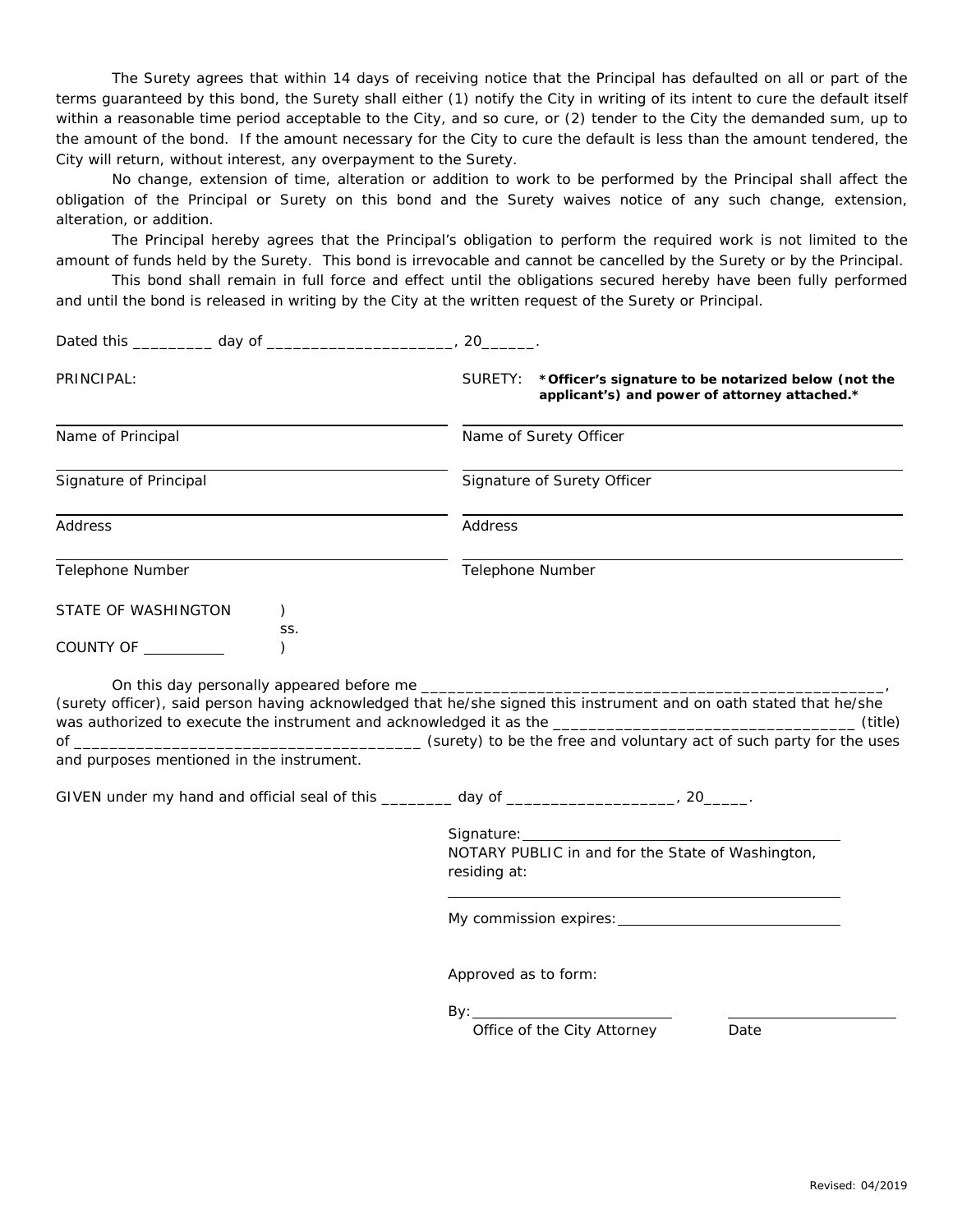The Surety agrees that within 14 days of receiving notice that the Principal has defaulted on all or part of the terms guaranteed by this bond, the Surety shall either (1) notify the City in writing of its intent to cure the default itself within a reasonable time period acceptable to the City, and so cure, or (2) tender to the City the demanded sum, up to the amount of the bond. If the amount necessary for the City to cure the default is less than the amount tendered, the City will return, without interest, any overpayment to the Surety.

No change, extension of time, alteration or addition to work to be performed by the Principal shall affect the obligation of the Principal or Surety on this bond and the Surety waives notice of any such change, extension, alteration, or addition.

The Principal hereby agrees that the Principal's obligation to perform the required work is not limited to the amount of funds held by the Surety. This bond is irrevocable and cannot be cancelled by the Surety or by the Principal.

This bond shall remain in full force and effect until the obligations secured hereby have been fully performed and until the bond is released in writing by the City at the written request of the Surety or Principal.

Dated this _________ day of _____________________, 20______.

| PRINCIPAL: | SURETY: **\*Officer's signature to be notarized below (not the applicant's) and power of attorney attached.\*** |
|---|---|
| Name of Principal | Name of Surety Officer |
| Signature of Principal | Signature of Surety Officer |
| Address | Address |
| Telephone Number | Telephone Number |

STATE OF WASHINGTON )
ss.
COUNTY OF __________ )

On this day personally appeared before me ____________________________________________________, (surety officer), said person having acknowledged that he/she signed this instrument and on oath stated that he/she was authorized to execute the instrument and acknowledged it as the __________________________________ (title) of ______________________________________ (surety) to be the free and voluntary act of such party for the uses and purposes mentioned in the instrument.

GIVEN under my hand and official seal of this ________ day of ___________________, 20_____.

Signature: ______________________________
NOTARY PUBLIC in and for the State of Washington, residing at:

______________________________

My commission expires: ______________________________

Approved as to form:

By: ______________________________ ______________________
Office of the City Attorney Date

Revised: 04/2019